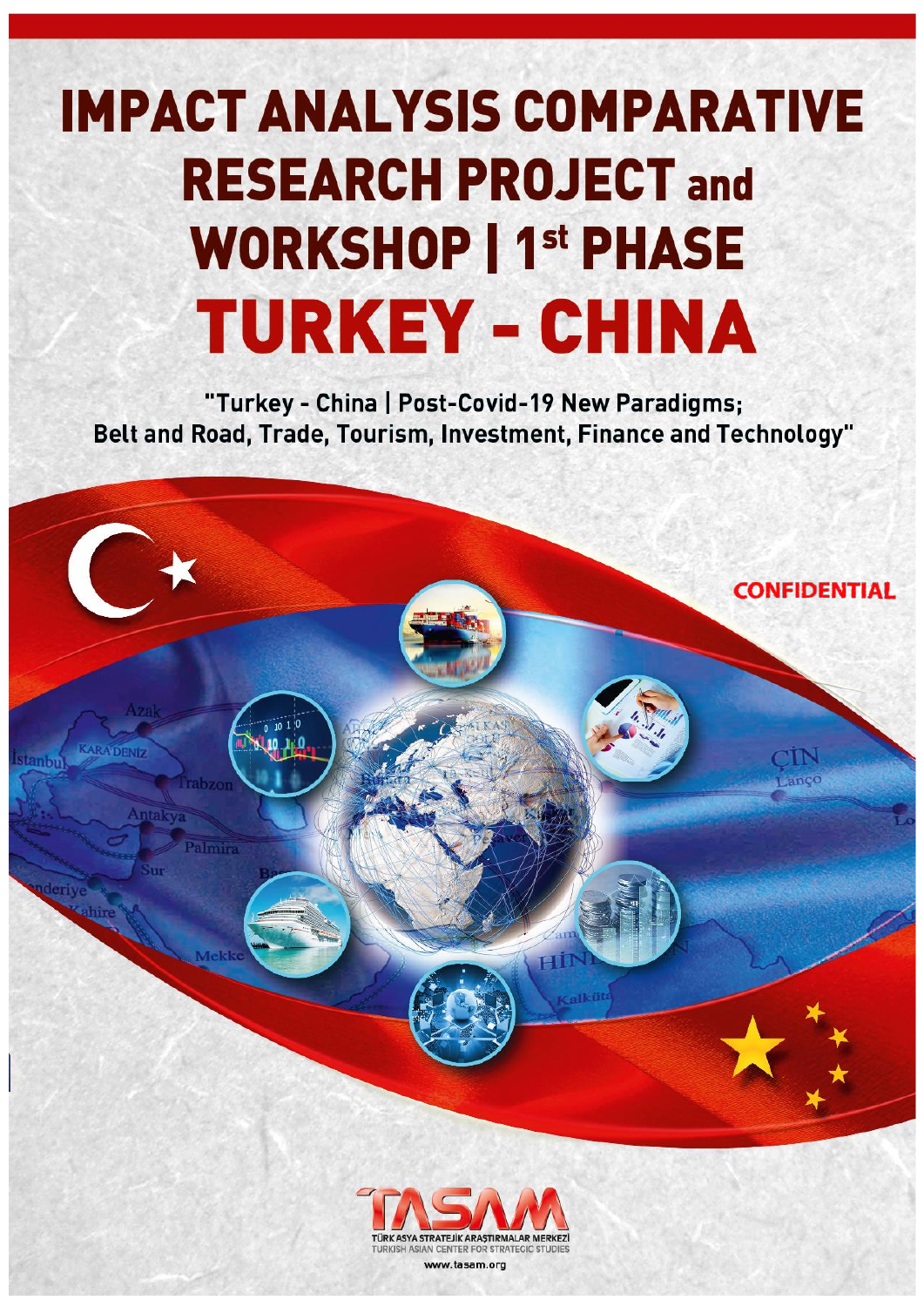# IMPACT ANALYSIS COMPARATIVE RESEARCH PROJECT and WORKSHOP | 1st PHASE

# TURKEY - CHINA

**"Turkey - China | Post-Covid-19 New Paradigms; Belt and Road, Trade, Tourism, Investment, Finance and Technology"**

**CONFIDENTIAL**

TASAM

TÜRK ASYA STRATEJİK ARAŞTIRMALAR MERKEZİ

TURKISH ASIAN CENTER FOR STRATEGIC STUDIES

www.tasam.org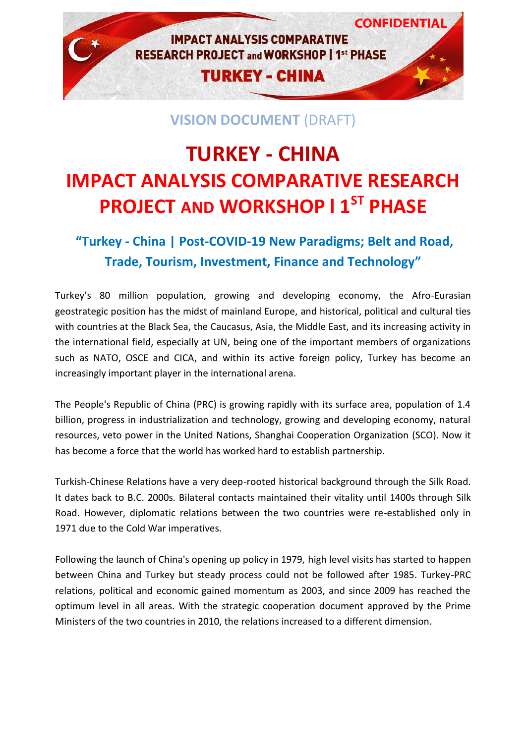## VISION DOCUMENT (DRAFT)

# TURKEY - CHINA
# IMPACT ANALYSIS COMPARATIVE RESEARCH PROJECT AND WORKSHOP I 1ST PHASE

### "Turkey - China | Post-COVID-19 New Paradigms; Belt and Road, Trade, Tourism, Investment, Finance and Technology"

Turkey's 80 million population, growing and developing economy, the Afro-Eurasian geostrategic position has the midst of mainland Europe, and historical, political and cultural ties with countries at the Black Sea, the Caucasus, Asia, the Middle East, and its increasing activity in the international field, especially at UN, being one of the important members of organizations such as NATO, OSCE and CICA, and within its active foreign policy, Turkey has become an increasingly important player in the international arena.

The People's Republic of China (PRC) is growing rapidly with its surface area, population of 1.4 billion, progress in industrialization and technology, growing and developing economy, natural resources, veto power in the United Nations, Shanghai Cooperation Organization (SCO). Now it has become a force that the world has worked hard to establish partnership.

Turkish-Chinese Relations have a very deep-rooted historical background through the Silk Road. It dates back to B.C. 2000s. Bilateral contacts maintained their vitality until 1400s through Silk Road. However, diplomatic relations between the two countries were re-established only in 1971 due to the Cold War imperatives.

Following the launch of China's opening up policy in 1979, high level visits has started to happen between China and Turkey but steady process could not be followed after 1985. Turkey-PRC relations, political and economic gained momentum as 2003, and since 2009 has reached the optimum level in all areas. With the strategic cooperation document approved by the Prime Ministers of the two countries in 2010, the relations increased to a different dimension.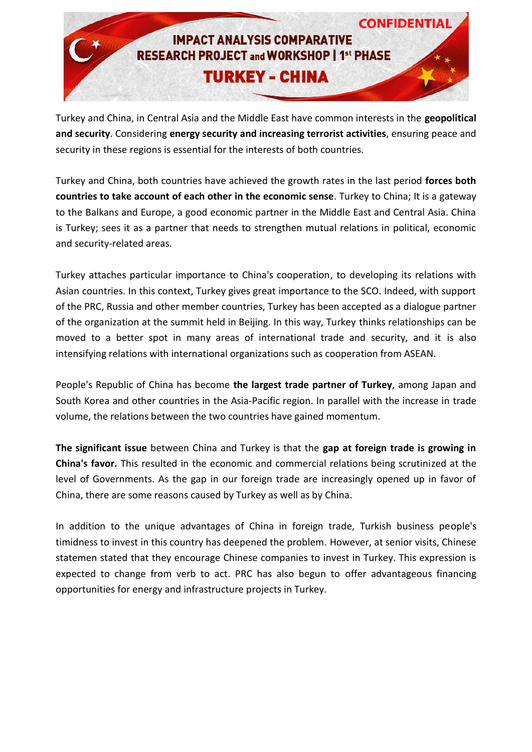Turkey and China, in Central Asia and the Middle East have common interests in the **geopolitical and security**. Considering **energy security and increasing terrorist activities**, ensuring peace and security in these regions is essential for the interests of both countries.

Turkey and China, both countries have achieved the growth rates in the last period **forces both countries to take account of each other in the economic sense**. Turkey to China; It is a gateway to the Balkans and Europe, a good economic partner in the Middle East and Central Asia. China is Turkey; sees it as a partner that needs to strengthen mutual relations in political, economic and security-related areas.

Turkey attaches particular importance to China's cooperation, to developing its relations with Asian countries. In this context, Turkey gives great importance to the SCO. Indeed, with support of the PRC, Russia and other member countries, Turkey has been accepted as a dialogue partner of the organization at the summit held in Beijing. In this way, Turkey thinks relationships can be moved to a better spot in many areas of international trade and security, and it is also intensifying relations with international organizations such as cooperation from ASEAN.

People's Republic of China has become **the largest trade partner of Turkey**, among Japan and South Korea and other countries in the Asia-Pacific region. In parallel with the increase in trade volume, the relations between the two countries have gained momentum.

**The significant issue** between China and Turkey is that the **gap at foreign trade is growing in China's favor.** This resulted in the economic and commercial relations being scrutinized at the level of Governments. As the gap in our foreign trade are increasingly opened up in favor of China, there are some reasons caused by Turkey as well as by China.

In addition to the unique advantages of China in foreign trade, Turkish business people's timidness to invest in this country has deepened the problem. However, at senior visits, Chinese statemen stated that they encourage Chinese companies to invest in Turkey. This expression is expected to change from verb to act. PRC has also begun to offer advantageous financing opportunities for energy and infrastructure projects in Turkey.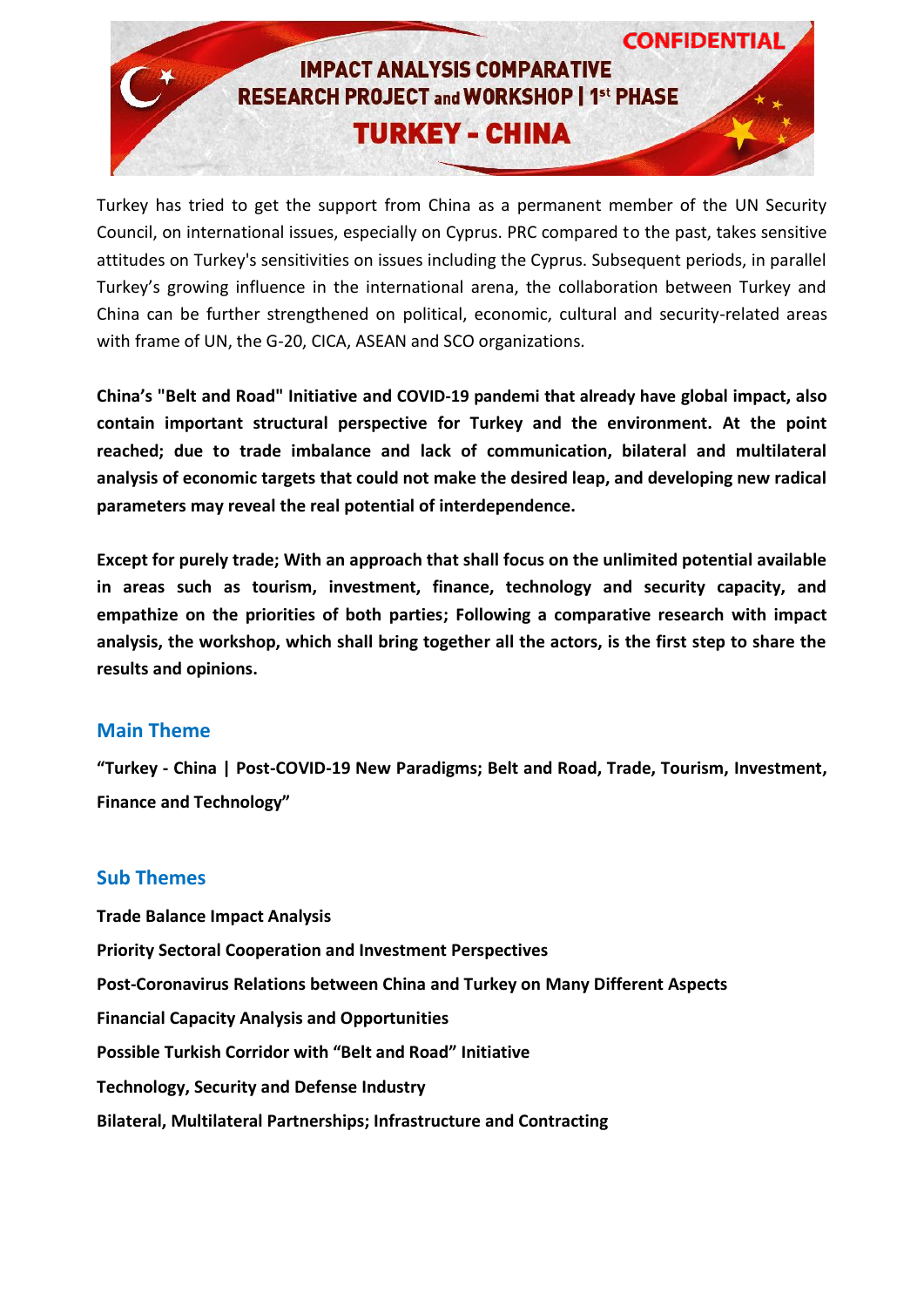CONFIDENTIAL

# IMPACT ANALYSIS COMPARATIVE RESEARCH PROJECT and WORKSHOP | 1st PHASE

# TURKEY - CHINA

Turkey has tried to get the support from China as a permanent member of the UN Security Council, on international issues, especially on Cyprus. PRC compared to the past, takes sensitive attitudes on Turkey's sensitivities on issues including the Cyprus. Subsequent periods, in parallel Turkey's growing influence in the international arena, the collaboration between Turkey and China can be further strengthened on political, economic, cultural and security-related areas with frame of UN, the G-20, CICA, ASEAN and SCO organizations.

**China's "Belt and Road" Initiative and COVID-19 pandemi that already have global impact, also contain important structural perspective for Turkey and the environment. At the point reached; due to trade imbalance and lack of communication, bilateral and multilateral analysis of economic targets that could not make the desired leap, and developing new radical parameters may reveal the real potential of interdependence.**

**Except for purely trade; With an approach that shall focus on the unlimited potential available in areas such as tourism, investment, finance, technology and security capacity, and empathize on the priorities of both parties; Following a comparative research with impact analysis, the workshop, which shall bring together all the actors, is the first step to share the results and opinions.**

## Main Theme

**"Turkey - China | Post-COVID-19 New Paradigms; Belt and Road, Trade, Tourism, Investment, Finance and Technology"**

## Sub Themes

**Trade Balance Impact Analysis**

**Priority Sectoral Cooperation and Investment Perspectives**

**Post-Coronavirus Relations between China and Turkey on Many Different Aspects**

**Financial Capacity Analysis and Opportunities**

**Possible Turkish Corridor with "Belt and Road" Initiative**

**Technology, Security and Defense Industry**

**Bilateral, Multilateral Partnerships; Infrastructure and Contracting**